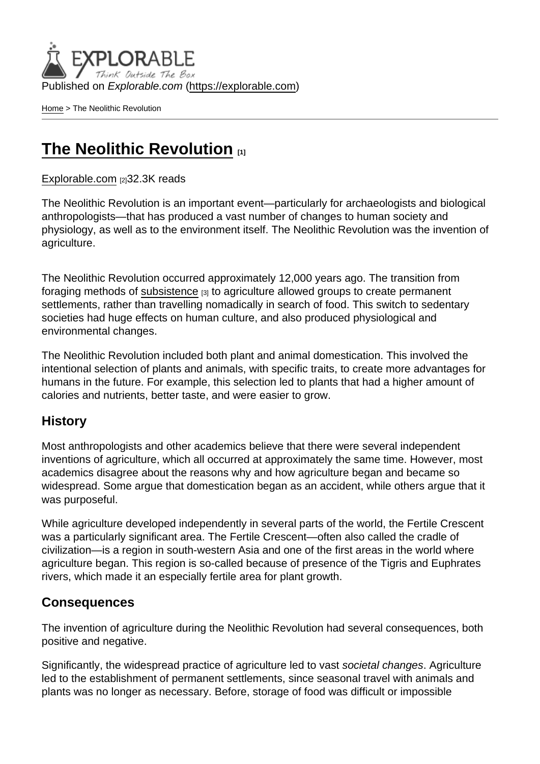Published on *Explorable.com* (https://explorable.com)

Home > The Neolithic Revolution

# The Neolithic Revolution [1]

Explorable.com [2]32.3K reads

The Neolithic Revolution is an important event—particularly for archaeologists and biological anthropologists—that has produced a vast number of changes to human society and physiology, as well as to the environment itself. The Neolithic Revolution was the invention of agriculture.

The Neolithic Revolution occurred approximately 12,000 years ago. The transition from foraging methods of subsistence [3] to agriculture allowed groups to create permanent settlements, rather than travelling nomadically in search of food. This switch to sedentary societies had huge effects on human culture, and also produced physiological and environmental changes.

The Neolithic Revolution included both plant and animal domestication. This involved the intentional selection of plants and animals, with specific traits, to create more advantages for humans in the future. For example, this selection led to plants that had a higher amount of calories and nutrients, better taste, and were easier to grow.

## History

Most anthropologists and other academics believe that there were several independent inventions of agriculture, which all occurred at approximately the same time. However, most academics disagree about the reasons why and how agriculture began and became so widespread. Some argue that domestication began as an accident, while others argue that it was purposeful.

While agriculture developed independently in several parts of the world, the Fertile Crescent was a particularly significant area. The Fertile Crescent—often also called the cradle of civilization—is a region in south-western Asia and one of the first areas in the world where agriculture began. This region is so-called because of presence of the Tigris and Euphrates rivers, which made it an especially fertile area for plant growth.

## Consequences

The invention of agriculture during the Neolithic Revolution had several consequences, both positive and negative.

Significantly, the widespread practice of agriculture led to vast *societal changes*. Agriculture led to the establishment of permanent settlements, since seasonal travel with animals and plants was no longer as necessary. Before, storage of food was difficult or impossible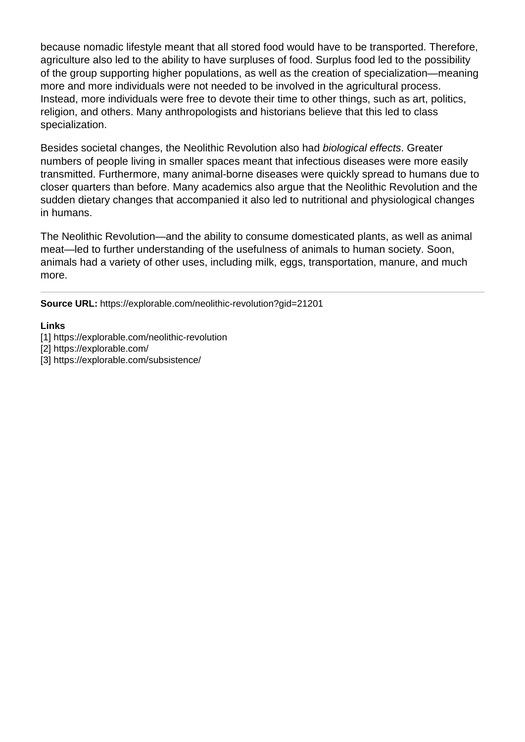because nomadic lifestyle meant that all stored food would have to be transported. Therefore, agriculture also led to the ability to have surpluses of food. Surplus food led to the possibility of the group supporting higher populations, as well as the creation of specialization—meaning more and more individuals were not needed to be involved in the agricultural process. Instead, more individuals were free to devote their time to other things, such as art, politics, religion, and others. Many anthropologists and historians believe that this led to class specialization.

Besides societal changes, the Neolithic Revolution also had *biological effects*. Greater numbers of people living in smaller spaces meant that infectious diseases were more easily transmitted. Furthermore, many animal-borne diseases were quickly spread to humans due to closer quarters than before. Many academics also argue that the Neolithic Revolution and the sudden dietary changes that accompanied it also led to nutritional and physiological changes in humans.

The Neolithic Revolution—and the ability to consume domesticated plants, as well as animal meat—led to further understanding of the usefulness of animals to human society. Soon, animals had a variety of other uses, including milk, eggs, transportation, manure, and much more.

---

**Source URL:** https://explorable.com/neolithic-revolution?gid=21201

**Links**
[1] https://explorable.com/neolithic-revolution
[2] https://explorable.com/
[3] https://explorable.com/subsistence/